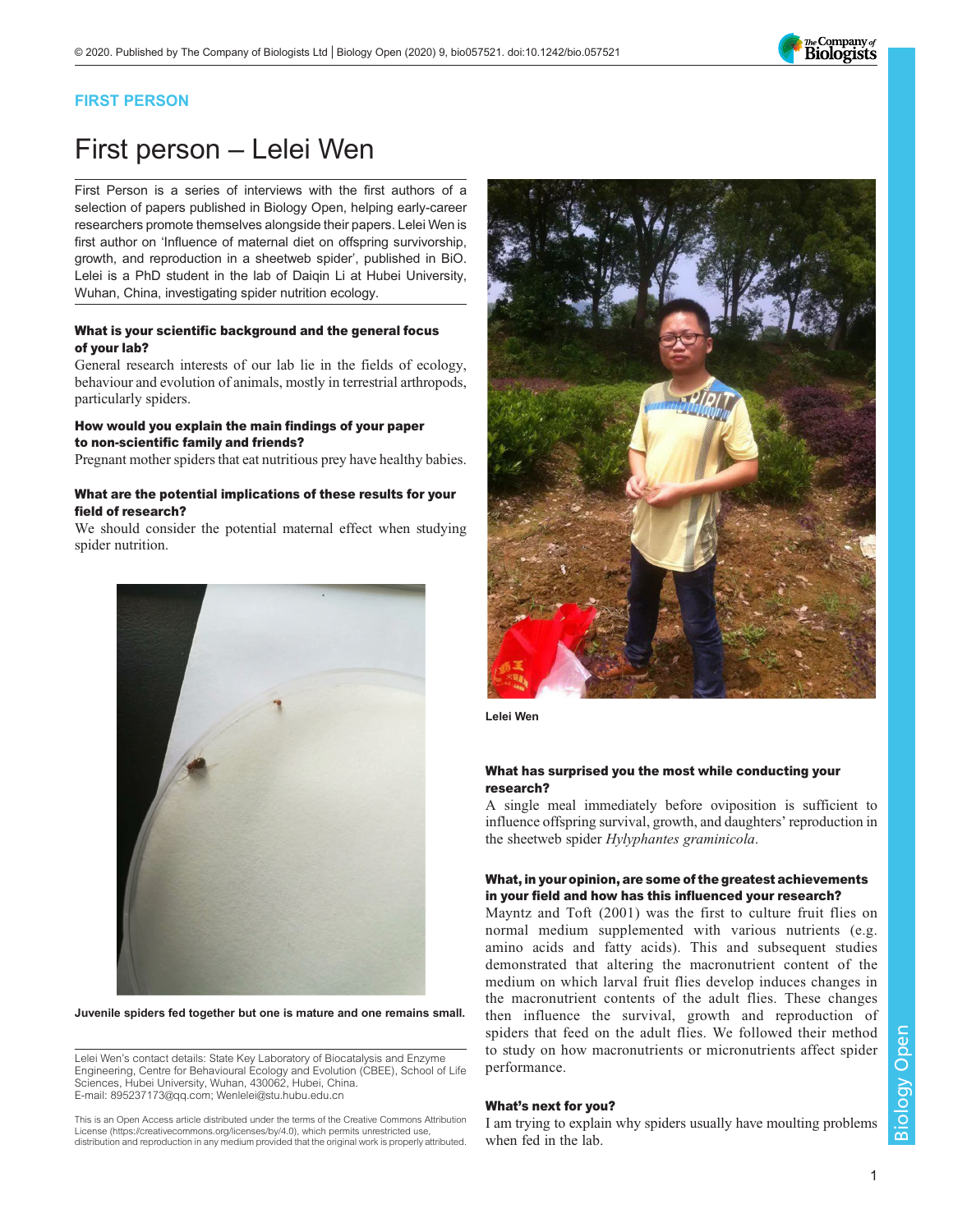FIRST PERSON

# First person – Lelei Wen

First Person is a series of interviews with the first authors of a selection of papers published in Biology Open, helping early-career researchers promote themselves alongside their papers. Lelei Wen is first author on 'Influence of maternal diet on offspring survivorship, growth, and reproduction in a sheetweb spider', published in BiO. Lelei is a PhD student in the lab of Daiqin Li at Hubei University, Wuhan, China, investigating spider nutrition ecology.

**What is your scientific background and the general focus of your lab?**

General research interests of our lab lie in the fields of ecology, behaviour and evolution of animals, mostly in terrestrial arthropods, particularly spiders.

**How would you explain the main findings of your paper to non-scientific family and friends?**

Pregnant mother spiders that eat nutritious prey have healthy babies.

**What are the potential implications of these results for your field of research?**

We should consider the potential maternal effect when studying spider nutrition.

Juvenile spiders fed together but one is mature and one remains small.

Lelei Wen

**What has surprised you the most while conducting your research?**

A single meal immediately before oviposition is sufficient to influence offspring survival, growth, and daughters' reproduction in the sheetweb spider *Hylyphantes graminicola*.

**What, in your opinion, are some of the greatest achievements in your field and how has this influenced your research?**

Mayntz and Toft (2001) was the first to culture fruit flies on normal medium supplemented with various nutrients (e.g. amino acids and fatty acids). This and subsequent studies demonstrated that altering the macronutrient content of the medium on which larval fruit flies develop induces changes in the macronutrient contents of the adult flies. These changes then influence the survival, growth and reproduction of spiders that feed on the adult flies. We followed their method to study on how macronutrients or micronutrients affect spider performance.

**What's next for you?**

I am trying to explain why spiders usually have moulting problems when fed in the lab.

Lelei Wen's contact details: State Key Laboratory of Biocatalysis and Enzyme Engineering, Centre for Behavioural Ecology and Evolution (CBEE), School of Life Sciences, Hubei University, Wuhan, 430062, Hubei, China.
E-mail: 895237173@qq.com; Wenlelei@stu.hubu.edu.cn

This is an Open Access article distributed under the terms of the Creative Commons Attribution License (https://creativecommons.org/licenses/by/4.0), which permits unrestricted use, distribution and reproduction in any medium provided that the original work is properly attributed.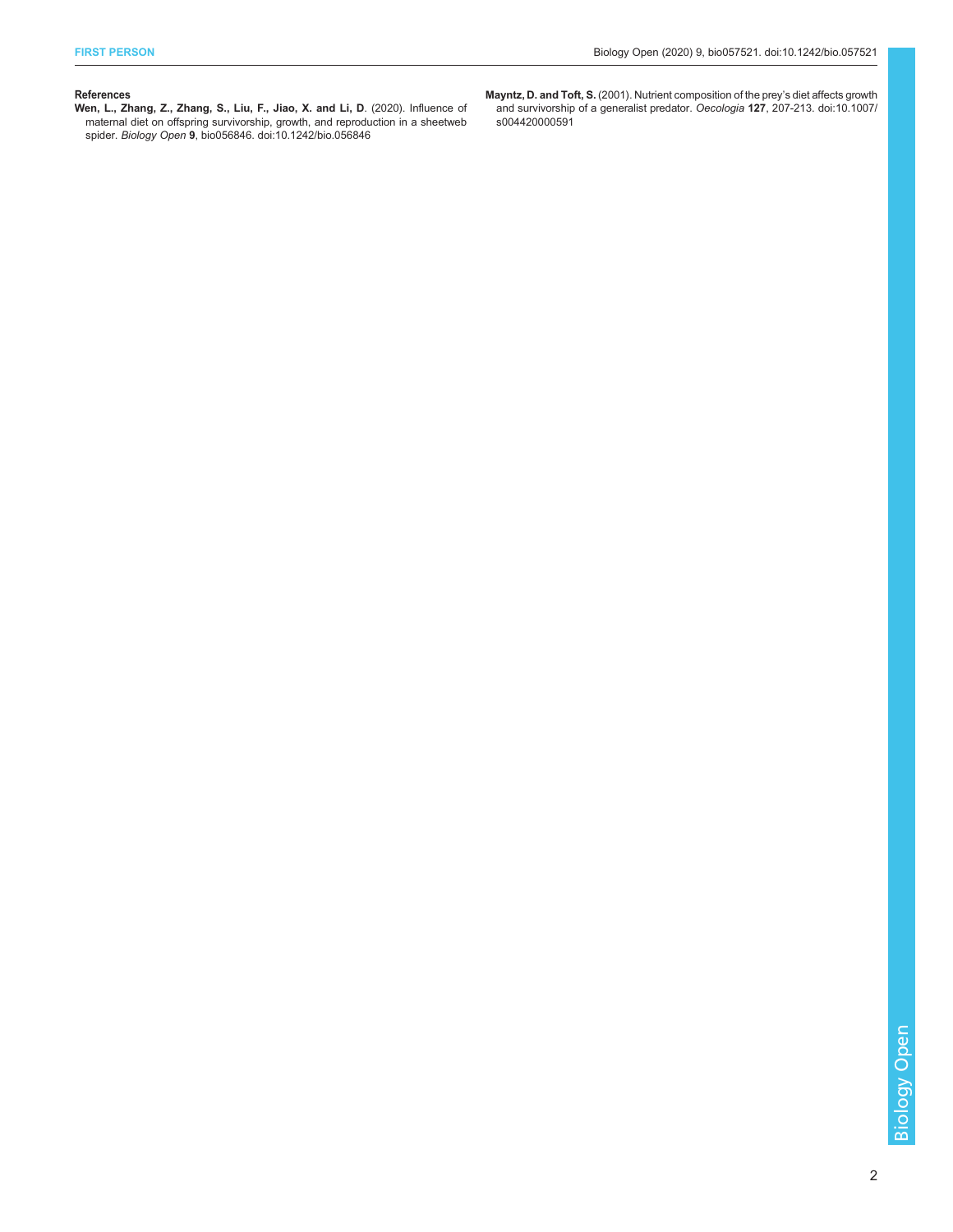### References

**Wen, L., Zhang, Z., Zhang, S., Liu, F., Jiao, X. and Li, D**. (2020). Influence of maternal diet on offspring survivorship, growth, and reproduction in a sheetweb spider. *Biology Open* **9**, bio056846. doi:10.1242/bio.056846

**Mayntz, D. and Toft, S.** (2001). Nutrient composition of the prey's diet affects growth and survivorship of a generalist predator. *Oecologia* **127**, 207-213. doi:10.1007/s004420000591